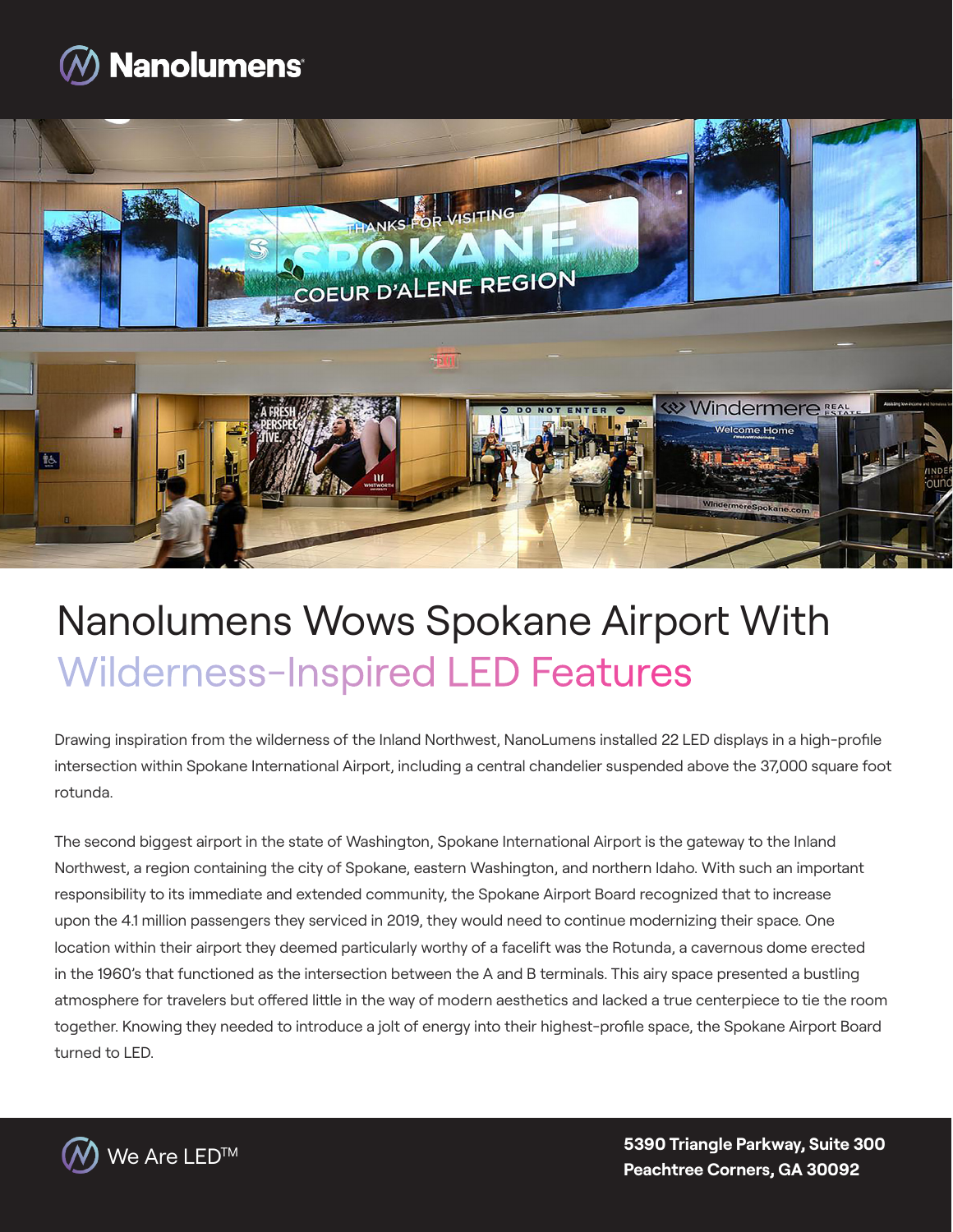# Nanolumens Wows Spokane Airport With Wilderness-Inspired LED Features

Drawing inspiration from the wilderness of the Inland Northwest, NanoLumens installed 22 LED displays in a high-profile intersection within Spokane International Airport, including a central chandelier suspended above the 37,000 square foot rotunda.

The second biggest airport in the state of Washington, Spokane International Airport is the gateway to the Inland Northwest, a region containing the city of Spokane, eastern Washington, and northern Idaho. With such an important responsibility to its immediate and extended community, the Spokane Airport Board recognized that to increase upon the 4.1 million passengers they serviced in 2019, they would need to continue modernizing their space. One location within their airport they deemed particularly worthy of a facelift was the Rotunda, a cavernous dome erected in the 1960's that functioned as the intersection between the A and B terminals. This airy space presented a bustling atmosphere for travelers but offered little in the way of modern aesthetics and lacked a true centerpiece to tie the room together. Knowing they needed to introduce a jolt of energy into their highest-profile space, the Spokane Airport Board turned to LED.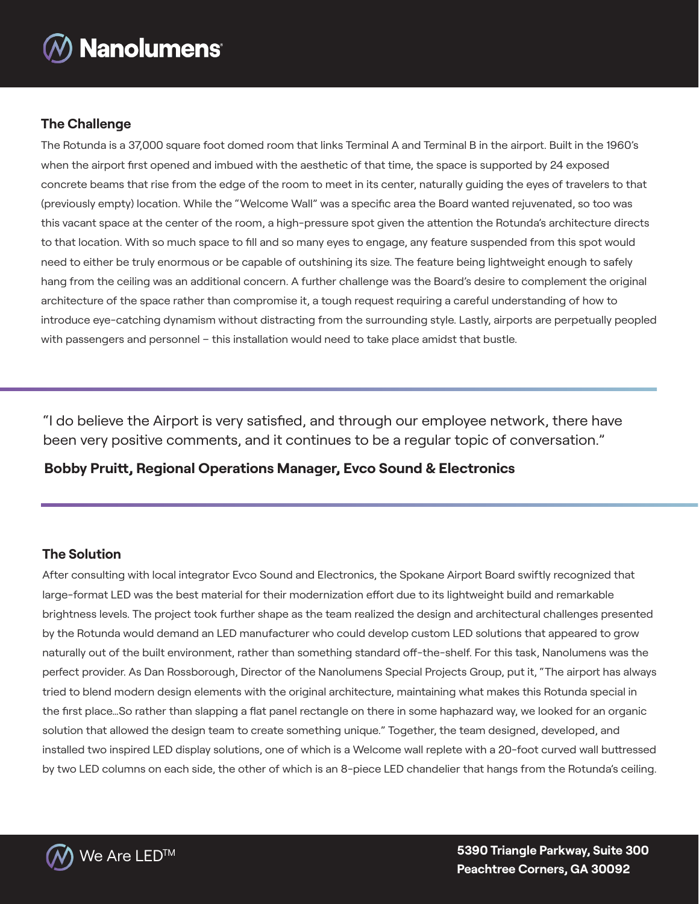## The Challenge

The Rotunda is a 37,000 square foot domed room that links Terminal A and Terminal B in the airport. Built in the 1960's when the airport first opened and imbued with the aesthetic of that time, the space is supported by 24 exposed concrete beams that rise from the edge of the room to meet in its center, naturally guiding the eyes of travelers to that (previously empty) location. While the "Welcome Wall" was a specific area the Board wanted rejuvenated, so too was this vacant space at the center of the room, a high-pressure spot given the attention the Rotunda's architecture directs to that location. With so much space to fill and so many eyes to engage, any feature suspended from this spot would need to either be truly enormous or be capable of outshining its size. The feature being lightweight enough to safely hang from the ceiling was an additional concern. A further challenge was the Board's desire to complement the original architecture of the space rather than compromise it, a tough request requiring a careful understanding of how to introduce eye-catching dynamism without distracting from the surrounding style. Lastly, airports are perpetually peopled with passengers and personnel – this installation would need to take place amidst that bustle.

> "I do believe the Airport is very satisfied, and through our employee network, there have been very positive comments, and it continues to be a regular topic of conversation."
>
> **Bobby Pruitt, Regional Operations Manager, Evco Sound & Electronics**

## The Solution

After consulting with local integrator Evco Sound and Electronics, the Spokane Airport Board swiftly recognized that large-format LED was the best material for their modernization effort due to its lightweight build and remarkable brightness levels. The project took further shape as the team realized the design and architectural challenges presented by the Rotunda would demand an LED manufacturer who could develop custom LED solutions that appeared to grow naturally out of the built environment, rather than something standard off-the-shelf. For this task, Nanolumens was the perfect provider. As Dan Rossborough, Director of the Nanolumens Special Projects Group, put it, "The airport has always tried to blend modern design elements with the original architecture, maintaining what makes this Rotunda special in the first place...So rather than slapping a flat panel rectangle on there in some haphazard way, we looked for an organic solution that allowed the design team to create something unique." Together, the team designed, developed, and installed two inspired LED display solutions, one of which is a Welcome wall replete with a 20-foot curved wall buttressed by two LED columns on each side, the other of which is an 8-piece LED chandelier that hangs from the Rotunda's ceiling.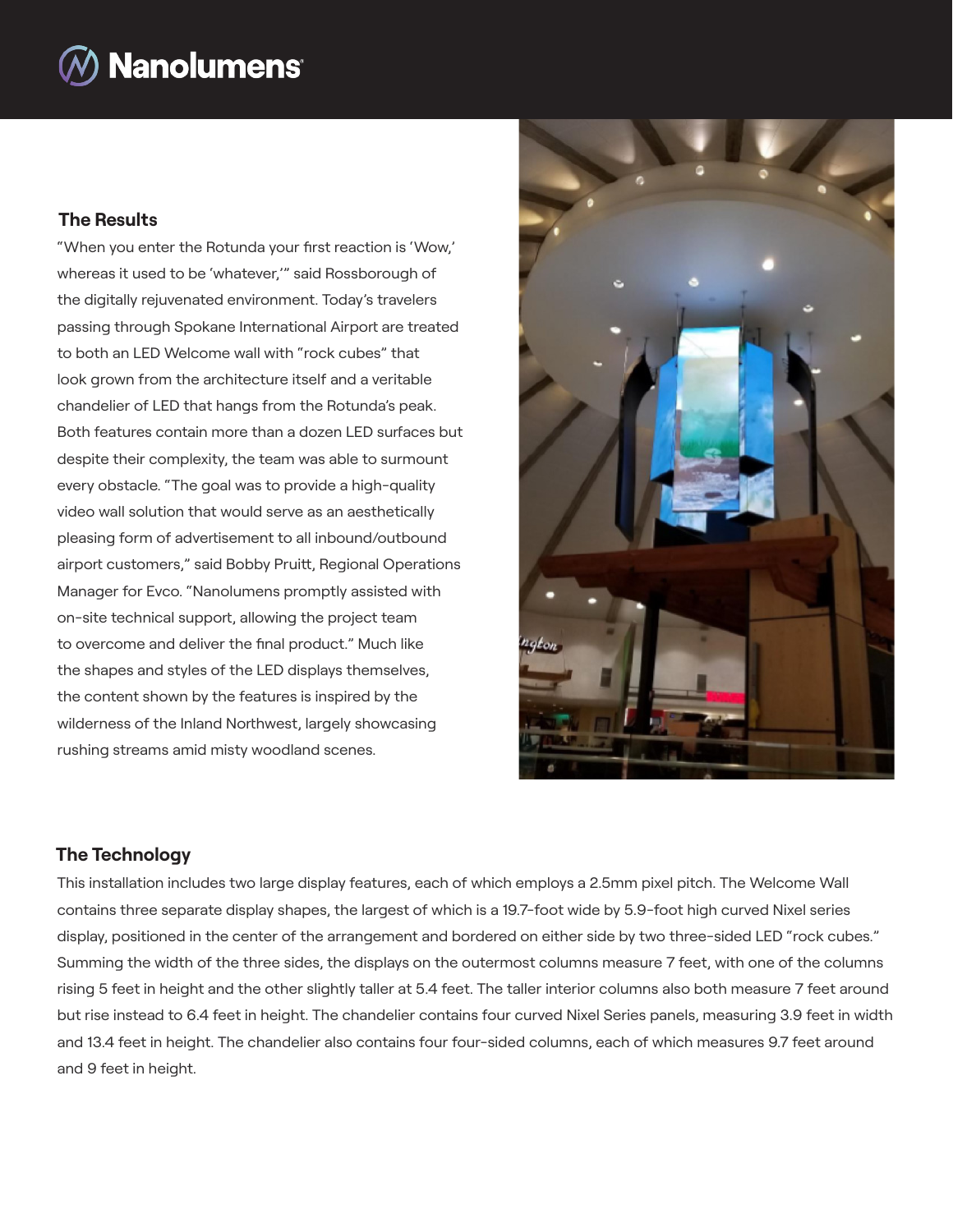## The Results

"When you enter the Rotunda your first reaction is 'Wow,' whereas it used to be 'whatever,'" said Rossborough of the digitally rejuvenated environment. Today's travelers passing through Spokane International Airport are treated to both an LED Welcome wall with "rock cubes" that look grown from the architecture itself and a veritable chandelier of LED that hangs from the Rotunda's peak. Both features contain more than a dozen LED surfaces but despite their complexity, the team was able to surmount every obstacle. "The goal was to provide a high-quality video wall solution that would serve as an aesthetically pleasing form of advertisement to all inbound/outbound airport customers," said Bobby Pruitt, Regional Operations Manager for Evco. "Nanolumens promptly assisted with on-site technical support, allowing the project team to overcome and deliver the final product." Much like the shapes and styles of the LED displays themselves, the content shown by the features is inspired by the wilderness of the Inland Northwest, largely showcasing rushing streams amid misty woodland scenes.

## The Technology

This installation includes two large display features, each of which employs a 2.5mm pixel pitch. The Welcome Wall contains three separate display shapes, the largest of which is a 19.7-foot wide by 5.9-foot high curved Nixel series display, positioned in the center of the arrangement and bordered on either side by two three-sided LED "rock cubes." Summing the width of the three sides, the displays on the outermost columns measure 7 feet, with one of the columns rising 5 feet in height and the other slightly taller at 5.4 feet. The taller interior columns also both measure 7 feet around but rise instead to 6.4 feet in height. The chandelier contains four curved Nixel Series panels, measuring 3.9 feet in width and 13.4 feet in height. The chandelier also contains four four-sided columns, each of which measures 9.7 feet around and 9 feet in height.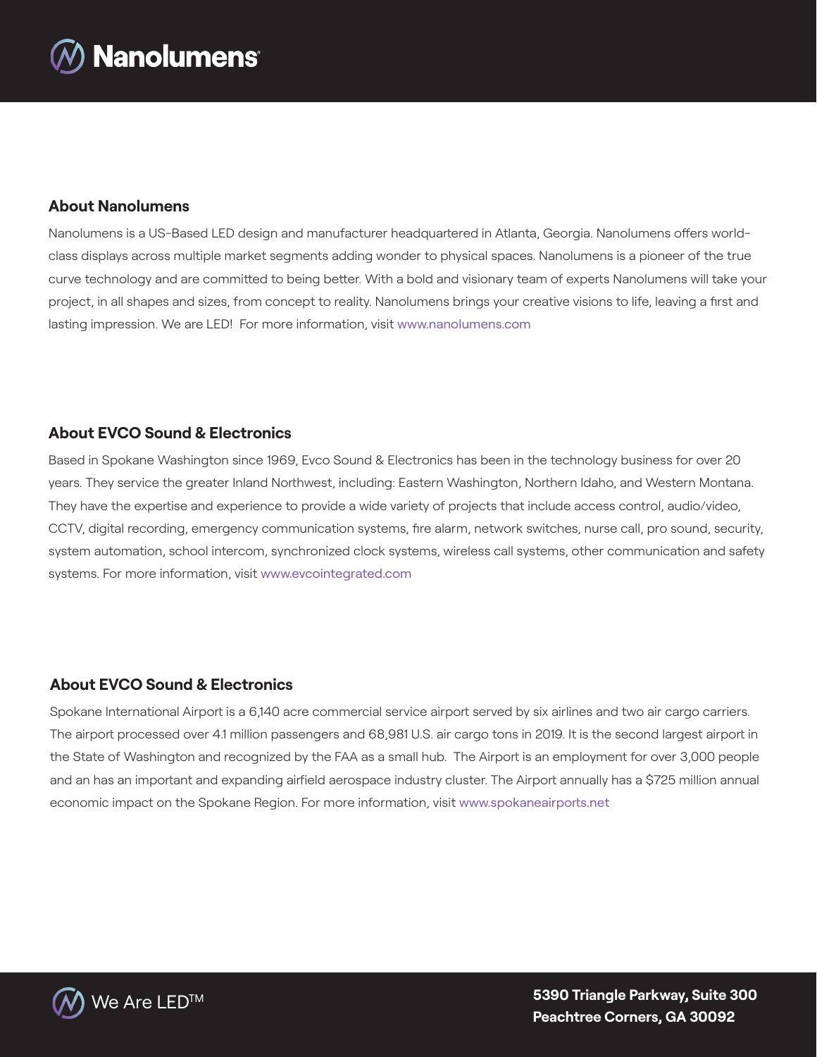## About Nanolumens

Nanolumens is a US-Based LED design and manufacturer headquartered in Atlanta, Georgia. Nanolumens offers world-class displays across multiple market segments adding wonder to physical spaces. Nanolumens is a pioneer of the true curve technology and are committed to being better. With a bold and visionary team of experts Nanolumens will take your project, in all shapes and sizes, from concept to reality. Nanolumens brings your creative visions to life, leaving a first and lasting impression. We are LED! For more information, visit www.nanolumens.com

## About EVCO Sound & Electronics

Based in Spokane Washington since 1969, Evco Sound & Electronics has been in the technology business for over 20 years. They service the greater Inland Northwest, including: Eastern Washington, Northern Idaho, and Western Montana. They have the expertise and experience to provide a wide variety of projects that include access control, audio/video, CCTV, digital recording, emergency communication systems, fire alarm, network switches, nurse call, pro sound, security, system automation, school intercom, synchronized clock systems, wireless call systems, other communication and safety systems. For more information, visit www.evcointegrated.com

## About EVCO Sound & Electronics

Spokane International Airport is a 6,140 acre commercial service airport served by six airlines and two air cargo carriers. The airport processed over 4.1 million passengers and 68,981 U.S. air cargo tons in 2019. It is the second largest airport in the State of Washington and recognized by the FAA as a small hub. The Airport is an employment for over 3,000 people and an has an important and expanding airfield aerospace industry cluster. The Airport annually has a $725 million annual economic impact on the Spokane Region. For more information, visit www.spokaneairports.net

We Are LED™

**5390 Triangle Parkway, Suite 300**
**Peachtree Corners, GA 30092**